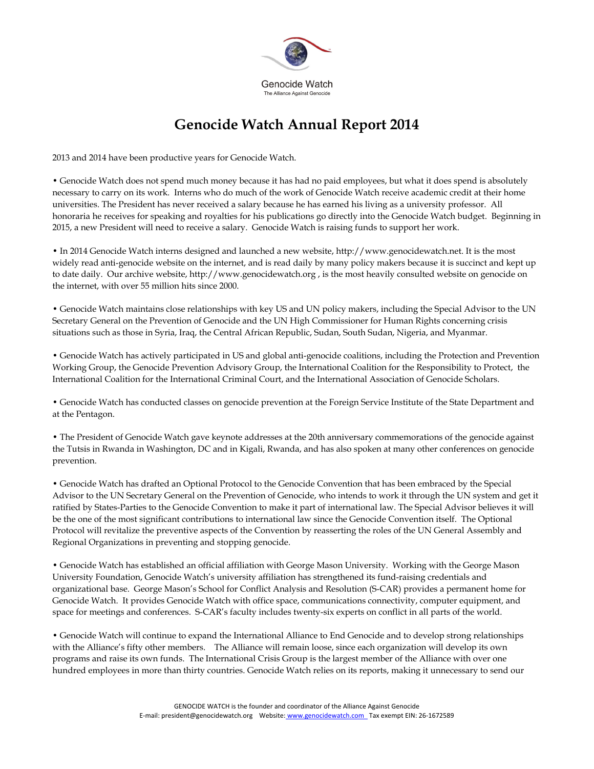Genocide Watch

The Alliance Against Genocide

# Genocide Watch Annual Report 2014

2013 and 2014 have been productive years for Genocide Watch.

• Genocide Watch does not spend much money because it has had no paid employees, but what it does spend is absolutely necessary to carry on its work. Interns who do much of the work of Genocide Watch receive academic credit at their home universities. The President has never received a salary because he has earned his living as a university professor. All honoraria he receives for speaking and royalties for his publications go directly into the Genocide Watch budget. Beginning in 2015, a new President will need to receive a salary. Genocide Watch is raising funds to support her work.

• In 2014 Genocide Watch interns designed and launched a new website, http://www.genocidewatch.net. It is the most widely read anti-genocide website on the internet, and is read daily by many policy makers because it is succinct and kept up to date daily. Our archive website, http://www.genocidewatch.org , is the most heavily consulted website on genocide on the internet, with over 55 million hits since 2000.

• Genocide Watch maintains close relationships with key US and UN policy makers, including the Special Advisor to the UN Secretary General on the Prevention of Genocide and the UN High Commissioner for Human Rights concerning crisis situations such as those in Syria, Iraq, the Central African Republic, Sudan, South Sudan, Nigeria, and Myanmar.

• Genocide Watch has actively participated in US and global anti-genocide coalitions, including the Protection and Prevention Working Group, the Genocide Prevention Advisory Group, the International Coalition for the Responsibility to Protect, the International Coalition for the International Criminal Court, and the International Association of Genocide Scholars.

• Genocide Watch has conducted classes on genocide prevention at the Foreign Service Institute of the State Department and at the Pentagon.

• The President of Genocide Watch gave keynote addresses at the 20th anniversary commemorations of the genocide against the Tutsis in Rwanda in Washington, DC and in Kigali, Rwanda, and has also spoken at many other conferences on genocide prevention.

• Genocide Watch has drafted an Optional Protocol to the Genocide Convention that has been embraced by the Special Advisor to the UN Secretary General on the Prevention of Genocide, who intends to work it through the UN system and get it ratified by States-Parties to the Genocide Convention to make it part of international law. The Special Advisor believes it will be the one of the most significant contributions to international law since the Genocide Convention itself. The Optional Protocol will revitalize the preventive aspects of the Convention by reasserting the roles of the UN General Assembly and Regional Organizations in preventing and stopping genocide.

• Genocide Watch has established an official affiliation with George Mason University. Working with the George Mason University Foundation, Genocide Watch's university affiliation has strengthened its fund-raising credentials and organizational base. George Mason's School for Conflict Analysis and Resolution (S-CAR) provides a permanent home for Genocide Watch. It provides Genocide Watch with office space, communications connectivity, computer equipment, and space for meetings and conferences. S-CAR's faculty includes twenty-six experts on conflict in all parts of the world.

• Genocide Watch will continue to expand the International Alliance to End Genocide and to develop strong relationships with the Alliance's fifty other members. The Alliance will remain loose, since each organization will develop its own programs and raise its own funds. The International Crisis Group is the largest member of the Alliance with over one hundred employees in more than thirty countries. Genocide Watch relies on its reports, making it unnecessary to send our

GENOCIDE WATCH is the founder and coordinator of the Alliance Against Genocide
E-mail: president@genocidewatch.org Website: www.genocidewatch.com Tax exempt EIN: 26-1672589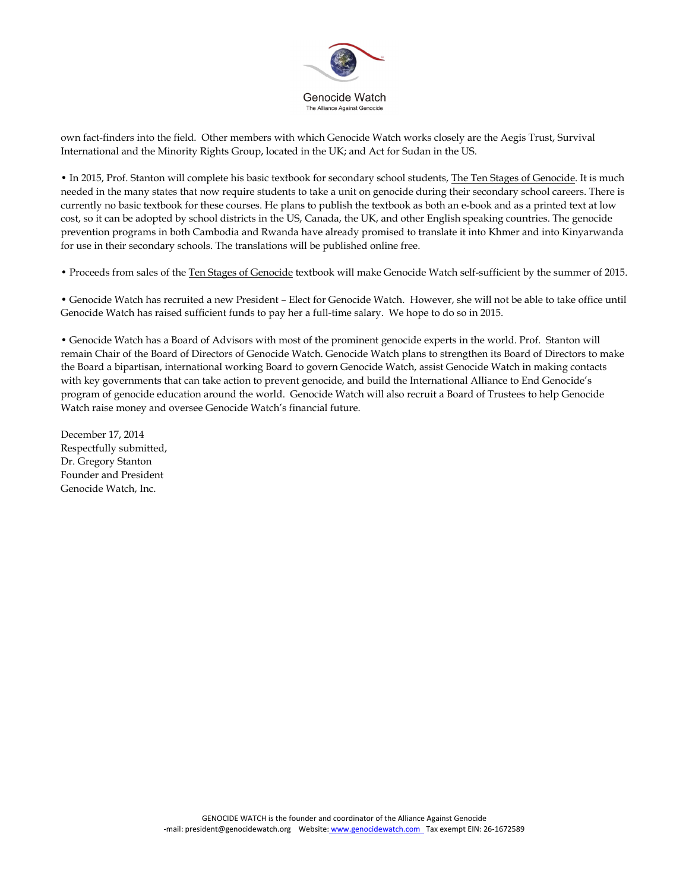own fact-finders into the field. Other members with which Genocide Watch works closely are the Aegis Trust, Survival International and the Minority Rights Group, located in the UK; and Act for Sudan in the US.

• In 2015, Prof. Stanton will complete his basic textbook for secondary school students, The Ten Stages of Genocide. It is much needed in the many states that now require students to take a unit on genocide during their secondary school careers. There is currently no basic textbook for these courses. He plans to publish the textbook as both an e-book and as a printed text at low cost, so it can be adopted by school districts in the US, Canada, the UK, and other English speaking countries. The genocide prevention programs in both Cambodia and Rwanda have already promised to translate it into Khmer and into Kinyarwanda for use in their secondary schools. The translations will be published online free.

• Proceeds from sales of the Ten Stages of Genocide textbook will make Genocide Watch self-sufficient by the summer of 2015.

• Genocide Watch has recruited a new President – Elect for Genocide Watch. However, she will not be able to take office until Genocide Watch has raised sufficient funds to pay her a full-time salary. We hope to do so in 2015.

• Genocide Watch has a Board of Advisors with most of the prominent genocide experts in the world. Prof. Stanton will remain Chair of the Board of Directors of Genocide Watch. Genocide Watch plans to strengthen its Board of Directors to make the Board a bipartisan, international working Board to govern Genocide Watch, assist Genocide Watch in making contacts with key governments that can take action to prevent genocide, and build the International Alliance to End Genocide's program of genocide education around the world. Genocide Watch will also recruit a Board of Trustees to help Genocide Watch raise money and oversee Genocide Watch's financial future.

December 17, 2014
Respectfully submitted,
Dr. Gregory Stanton
Founder and President
Genocide Watch, Inc.